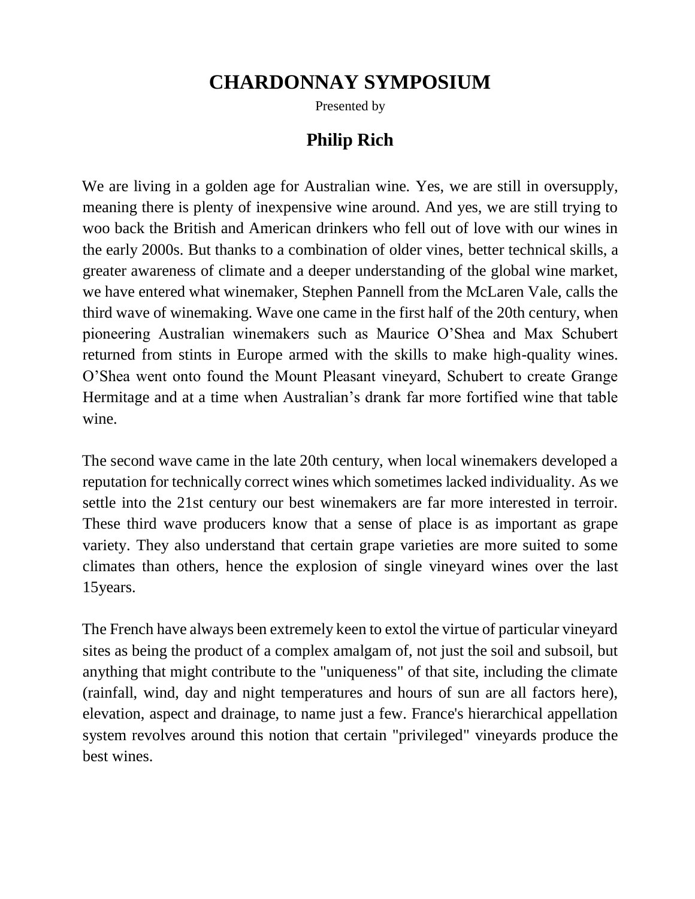# CHARDONNAY SYMPOSIUM

Presented by

## Philip Rich

We are living in a golden age for Australian wine. Yes, we are still in oversupply, meaning there is plenty of inexpensive wine around. And yes, we are still trying to woo back the British and American drinkers who fell out of love with our wines in the early 2000s. But thanks to a combination of older vines, better technical skills, a greater awareness of climate and a deeper understanding of the global wine market, we have entered what winemaker, Stephen Pannell from the McLaren Vale, calls the third wave of winemaking. Wave one came in the first half of the 20th century, when pioneering Australian winemakers such as Maurice O'Shea and Max Schubert returned from stints in Europe armed with the skills to make high-quality wines. O'Shea went onto found the Mount Pleasant vineyard, Schubert to create Grange Hermitage and at a time when Australian's drank far more fortified wine that table wine.

The second wave came in the late 20th century, when local winemakers developed a reputation for technically correct wines which sometimes lacked individuality. As we settle into the 21st century our best winemakers are far more interested in terroir. These third wave producers know that a sense of place is as important as grape variety. They also understand that certain grape varieties are more suited to some climates than others, hence the explosion of single vineyard wines over the last 15years.

The French have always been extremely keen to extol the virtue of particular vineyard sites as being the product of a complex amalgam of, not just the soil and subsoil, but anything that might contribute to the "uniqueness" of that site, including the climate (rainfall, wind, day and night temperatures and hours of sun are all factors here), elevation, aspect and drainage, to name just a few. France's hierarchical appellation system revolves around this notion that certain "privileged" vineyards produce the best wines.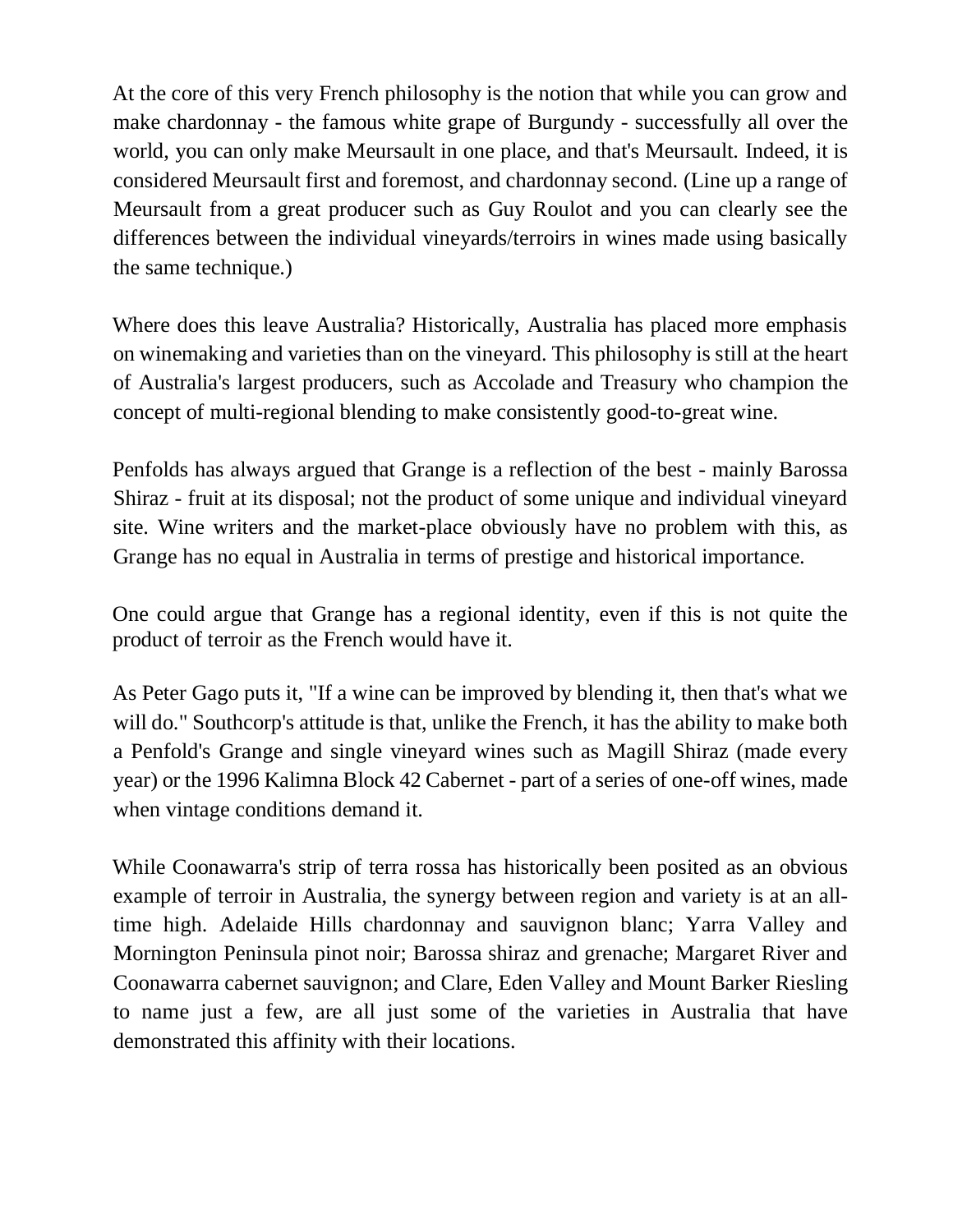At the core of this very French philosophy is the notion that while you can grow and make chardonnay - the famous white grape of Burgundy - successfully all over the world, you can only make Meursault in one place, and that's Meursault. Indeed, it is considered Meursault first and foremost, and chardonnay second. (Line up a range of Meursault from a great producer such as Guy Roulot and you can clearly see the differences between the individual vineyards/terroirs in wines made using basically the same technique.)

Where does this leave Australia? Historically, Australia has placed more emphasis on winemaking and varieties than on the vineyard. This philosophy is still at the heart of Australia's largest producers, such as Accolade and Treasury who champion the concept of multi-regional blending to make consistently good-to-great wine.

Penfolds has always argued that Grange is a reflection of the best - mainly Barossa Shiraz - fruit at its disposal; not the product of some unique and individual vineyard site. Wine writers and the market-place obviously have no problem with this, as Grange has no equal in Australia in terms of prestige and historical importance.

One could argue that Grange has a regional identity, even if this is not quite the product of terroir as the French would have it.

As Peter Gago puts it, "If a wine can be improved by blending it, then that's what we will do." Southcorp's attitude is that, unlike the French, it has the ability to make both a Penfold's Grange and single vineyard wines such as Magill Shiraz (made every year) or the 1996 Kalimna Block 42 Cabernet - part of a series of one-off wines, made when vintage conditions demand it.

While Coonawarra's strip of terra rossa has historically been posited as an obvious example of terroir in Australia, the synergy between region and variety is at an all-time high. Adelaide Hills chardonnay and sauvignon blanc; Yarra Valley and Mornington Peninsula pinot noir; Barossa shiraz and grenache; Margaret River and Coonawarra cabernet sauvignon; and Clare, Eden Valley and Mount Barker Riesling to name just a few, are all just some of the varieties in Australia that have demonstrated this affinity with their locations.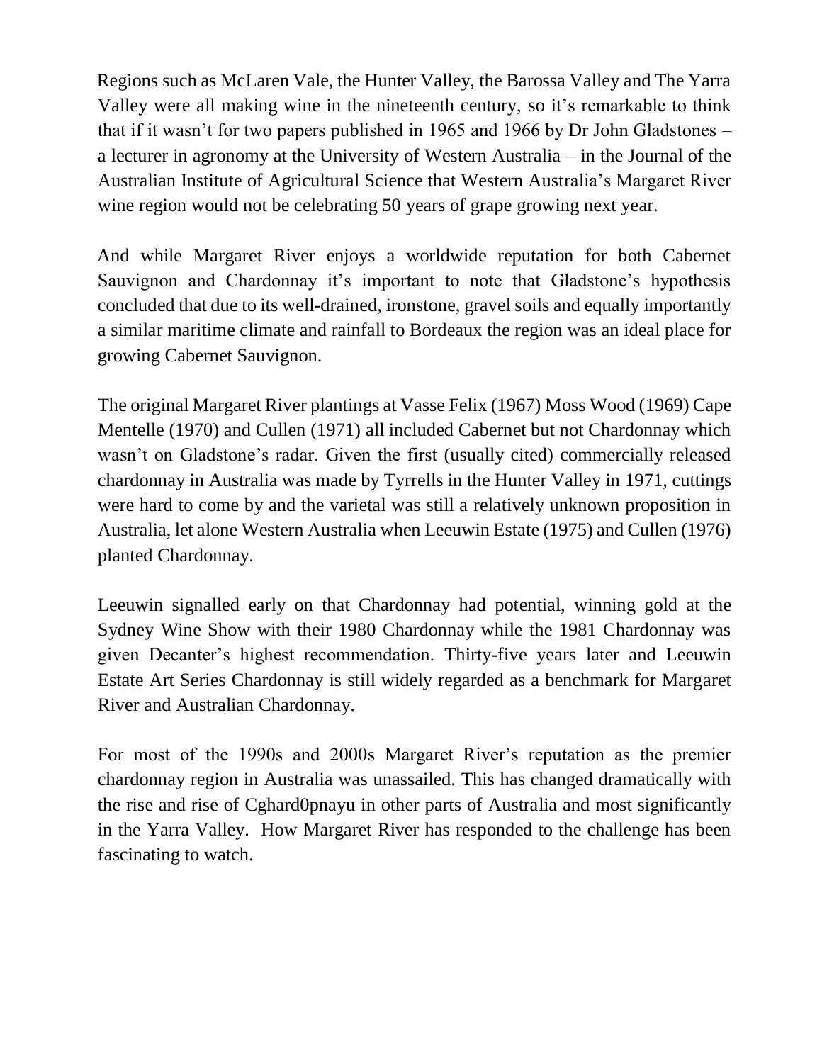Regions such as McLaren Vale, the Hunter Valley, the Barossa Valley and The Yarra Valley were all making wine in the nineteenth century, so it's remarkable to think that if it wasn't for two papers published in 1965 and 1966 by Dr John Gladstones – a lecturer in agronomy at the University of Western Australia – in the Journal of the Australian Institute of Agricultural Science that Western Australia's Margaret River wine region would not be celebrating 50 years of grape growing next year.

And while Margaret River enjoys a worldwide reputation for both Cabernet Sauvignon and Chardonnay it's important to note that Gladstone's hypothesis concluded that due to its well-drained, ironstone, gravel soils and equally importantly a similar maritime climate and rainfall to Bordeaux the region was an ideal place for growing Cabernet Sauvignon.

The original Margaret River plantings at Vasse Felix (1967) Moss Wood (1969) Cape Mentelle (1970) and Cullen (1971) all included Cabernet but not Chardonnay which wasn't on Gladstone's radar. Given the first (usually cited) commercially released chardonnay in Australia was made by Tyrrells in the Hunter Valley in 1971, cuttings were hard to come by and the varietal was still a relatively unknown proposition in Australia, let alone Western Australia when Leeuwin Estate (1975) and Cullen (1976) planted Chardonnay.

Leeuwin signalled early on that Chardonnay had potential, winning gold at the Sydney Wine Show with their 1980 Chardonnay while the 1981 Chardonnay was given Decanter's highest recommendation. Thirty-five years later and Leeuwin Estate Art Series Chardonnay is still widely regarded as a benchmark for Margaret River and Australian Chardonnay.

For most of the 1990s and 2000s Margaret River's reputation as the premier chardonnay region in Australia was unassailed. This has changed dramatically with the rise and rise of Cghard0pnayu in other parts of Australia and most significantly in the Yarra Valley. How Margaret River has responded to the challenge has been fascinating to watch.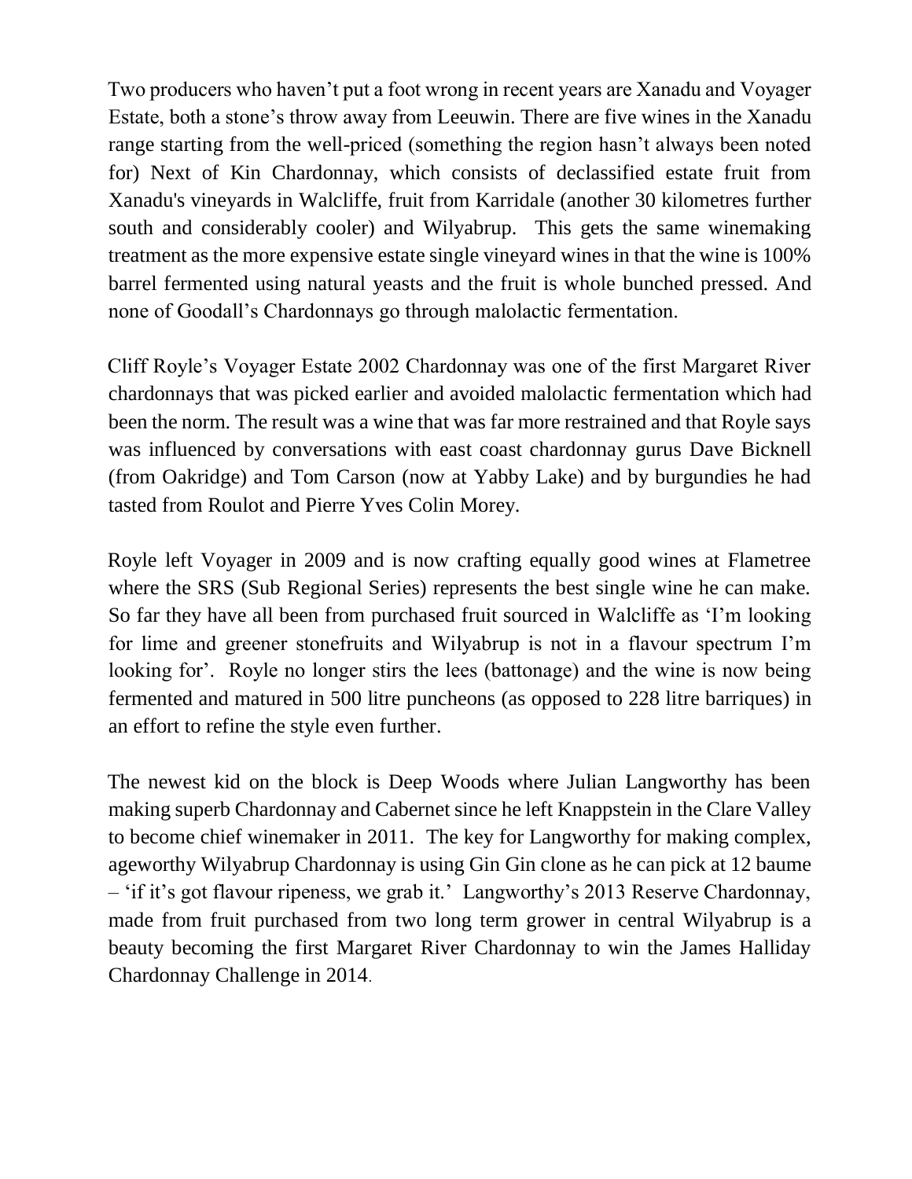Two producers who haven't put a foot wrong in recent years are Xanadu and Voyager Estate, both a stone's throw away from Leeuwin. There are five wines in the Xanadu range starting from the well-priced (something the region hasn't always been noted for) Next of Kin Chardonnay, which consists of declassified estate fruit from Xanadu's vineyards in Walcliffe, fruit from Karridale (another 30 kilometres further south and considerably cooler) and Wilyabrup. This gets the same winemaking treatment as the more expensive estate single vineyard wines in that the wine is 100% barrel fermented using natural yeasts and the fruit is whole bunched pressed. And none of Goodall's Chardonnays go through malolactic fermentation.

Cliff Royle's Voyager Estate 2002 Chardonnay was one of the first Margaret River chardonnays that was picked earlier and avoided malolactic fermentation which had been the norm. The result was a wine that was far more restrained and that Royle says was influenced by conversations with east coast chardonnay gurus Dave Bicknell (from Oakridge) and Tom Carson (now at Yabby Lake) and by burgundies he had tasted from Roulot and Pierre Yves Colin Morey.

Royle left Voyager in 2009 and is now crafting equally good wines at Flametree where the SRS (Sub Regional Series) represents the best single wine he can make. So far they have all been from purchased fruit sourced in Walcliffe as 'I'm looking for lime and greener stonefruits and Wilyabrup is not in a flavour spectrum I'm looking for'. Royle no longer stirs the lees (battonage) and the wine is now being fermented and matured in 500 litre puncheons (as opposed to 228 litre barriques) in an effort to refine the style even further.

The newest kid on the block is Deep Woods where Julian Langworthy has been making superb Chardonnay and Cabernet since he left Knappstein in the Clare Valley to become chief winemaker in 2011. The key for Langworthy for making complex, ageworthy Wilyabrup Chardonnay is using Gin Gin clone as he can pick at 12 baume – 'if it's got flavour ripeness, we grab it.' Langworthy's 2013 Reserve Chardonnay, made from fruit purchased from two long term grower in central Wilyabrup is a beauty becoming the first Margaret River Chardonnay to win the James Halliday Chardonnay Challenge in 2014.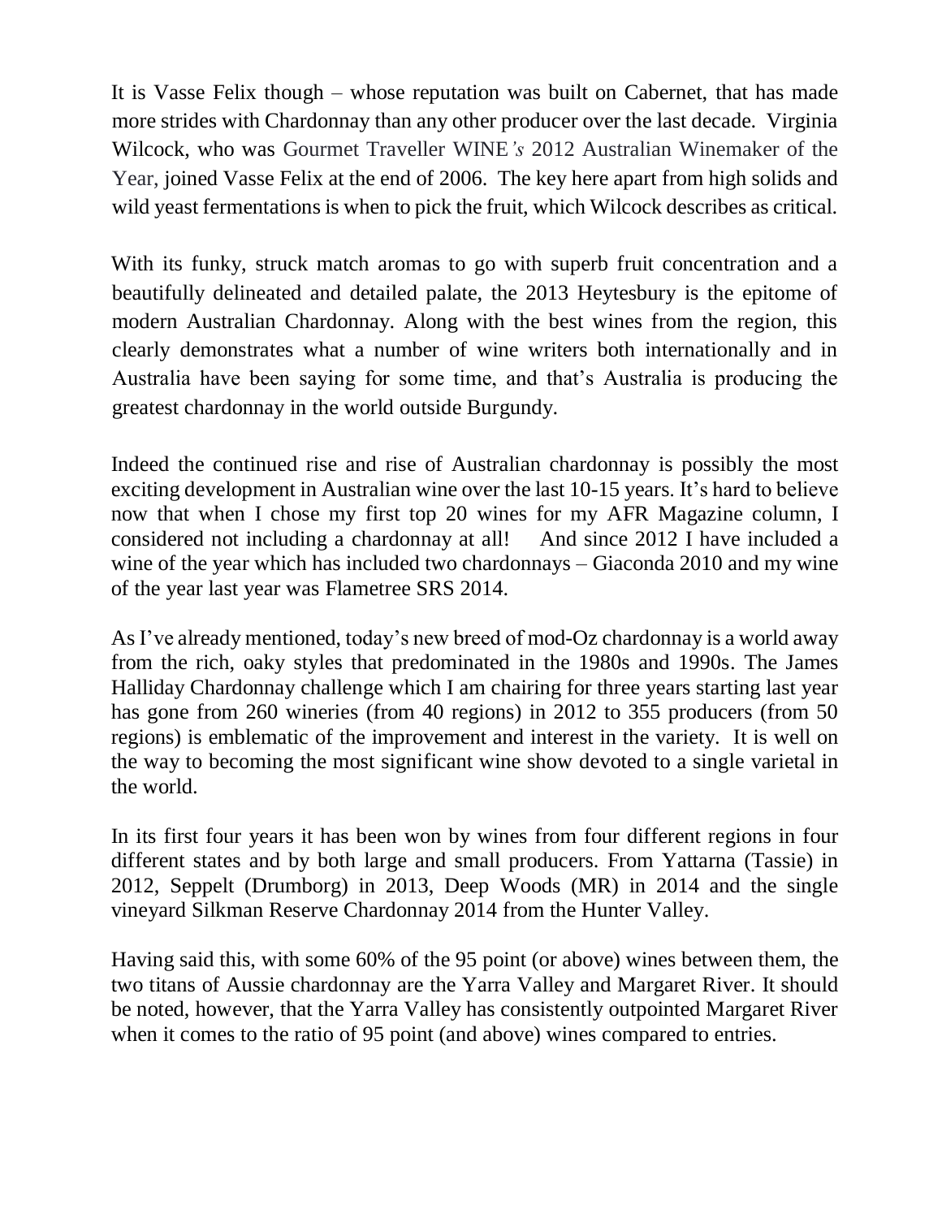It is Vasse Felix though – whose reputation was built on Cabernet, that has made more strides with Chardonnay than any other producer over the last decade. Virginia Wilcock, who was Gourmet Traveller WINE*'s* 2012 Australian Winemaker of the Year, joined Vasse Felix at the end of 2006. The key here apart from high solids and wild yeast fermentations is when to pick the fruit, which Wilcock describes as critical.

With its funky, struck match aromas to go with superb fruit concentration and a beautifully delineated and detailed palate, the 2013 Heytesbury is the epitome of modern Australian Chardonnay. Along with the best wines from the region, this clearly demonstrates what a number of wine writers both internationally and in Australia have been saying for some time, and that's Australia is producing the greatest chardonnay in the world outside Burgundy.

Indeed the continued rise and rise of Australian chardonnay is possibly the most exciting development in Australian wine over the last 10-15 years. It's hard to believe now that when I chose my first top 20 wines for my AFR Magazine column, I considered not including a chardonnay at all! And since 2012 I have included a wine of the year which has included two chardonnays – Giaconda 2010 and my wine of the year last year was Flametree SRS 2014.

As I've already mentioned, today's new breed of mod-Oz chardonnay is a world away from the rich, oaky styles that predominated in the 1980s and 1990s. The James Halliday Chardonnay challenge which I am chairing for three years starting last year has gone from 260 wineries (from 40 regions) in 2012 to 355 producers (from 50 regions) is emblematic of the improvement and interest in the variety. It is well on the way to becoming the most significant wine show devoted to a single varietal in the world.

In its first four years it has been won by wines from four different regions in four different states and by both large and small producers. From Yattarna (Tassie) in 2012, Seppelt (Drumborg) in 2013, Deep Woods (MR) in 2014 and the single vineyard Silkman Reserve Chardonnay 2014 from the Hunter Valley.

Having said this, with some 60% of the 95 point (or above) wines between them, the two titans of Aussie chardonnay are the Yarra Valley and Margaret River. It should be noted, however, that the Yarra Valley has consistently outpointed Margaret River when it comes to the ratio of 95 point (and above) wines compared to entries.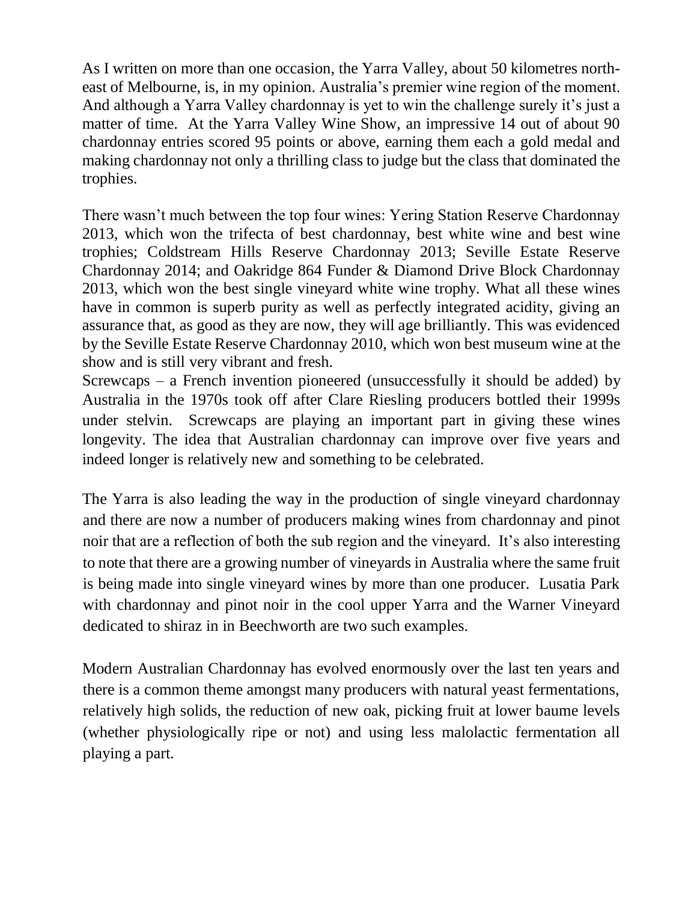As I written on more than one occasion, the Yarra Valley, about 50 kilometres north-east of Melbourne, is, in my opinion. Australia's premier wine region of the moment. And although a Yarra Valley chardonnay is yet to win the challenge surely it's just a matter of time. At the Yarra Valley Wine Show, an impressive 14 out of about 90 chardonnay entries scored 95 points or above, earning them each a gold medal and making chardonnay not only a thrilling class to judge but the class that dominated the trophies.

There wasn't much between the top four wines: Yering Station Reserve Chardonnay 2013, which won the trifecta of best chardonnay, best white wine and best wine trophies; Coldstream Hills Reserve Chardonnay 2013; Seville Estate Reserve Chardonnay 2014; and Oakridge 864 Funder & Diamond Drive Block Chardonnay 2013, which won the best single vineyard white wine trophy. What all these wines have in common is superb purity as well as perfectly integrated acidity, giving an assurance that, as good as they are now, they will age brilliantly. This was evidenced by the Seville Estate Reserve Chardonnay 2010, which won best museum wine at the show and is still very vibrant and fresh.

Screwcaps – a French invention pioneered (unsuccessfully it should be added) by Australia in the 1970s took off after Clare Riesling producers bottled their 1999s under stelvin. Screwcaps are playing an important part in giving these wines longevity. The idea that Australian chardonnay can improve over five years and indeed longer is relatively new and something to be celebrated.

The Yarra is also leading the way in the production of single vineyard chardonnay and there are now a number of producers making wines from chardonnay and pinot noir that are a reflection of both the sub region and the vineyard. It's also interesting to note that there are a growing number of vineyards in Australia where the same fruit is being made into single vineyard wines by more than one producer. Lusatia Park with chardonnay and pinot noir in the cool upper Yarra and the Warner Vineyard dedicated to shiraz in in Beechworth are two such examples.

Modern Australian Chardonnay has evolved enormously over the last ten years and there is a common theme amongst many producers with natural yeast fermentations, relatively high solids, the reduction of new oak, picking fruit at lower baume levels (whether physiologically ripe or not) and using less malolactic fermentation all playing a part.